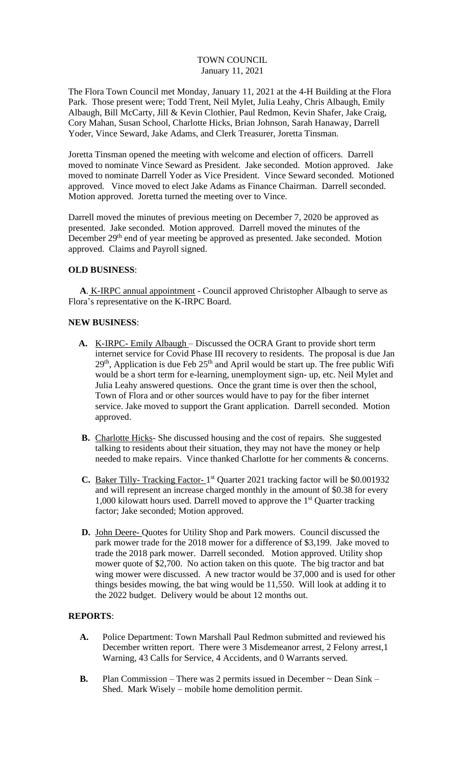# TOWN COUNCIL
January 11, 2021

The Flora Town Council met Monday, January 11, 2021 at the 4-H Building at the Flora Park. Those present were; Todd Trent, Neil Mylet, Julia Leahy, Chris Albaugh, Emily Albaugh, Bill McCarty, Jill & Kevin Clothier, Paul Redmon, Kevin Shafer, Jake Craig, Cory Mahan, Susan School, Charlotte Hicks, Brian Johnson, Sarah Hanaway, Darrell Yoder, Vince Seward, Jake Adams, and Clerk Treasurer, Joretta Tinsman.

Joretta Tinsman opened the meeting with welcome and election of officers. Darrell moved to nominate Vince Seward as President. Jake seconded. Motion approved. Jake moved to nominate Darrell Yoder as Vice President. Vince Seward seconded. Motioned approved. Vince moved to elect Jake Adams as Finance Chairman. Darrell seconded. Motion approved. Joretta turned the meeting over to Vince.

Darrell moved the minutes of previous meeting on December 7, 2020 be approved as presented. Jake seconded. Motion approved. Darrell moved the minutes of the December 29th end of year meeting be approved as presented. Jake seconded. Motion approved. Claims and Payroll signed.

**OLD BUSINESS**:

**A**. K-IRPC annual appointment - Council approved Christopher Albaugh to serve as Flora's representative on the K-IRPC Board.

**NEW BUSINESS**:

**A.** K-IRPC- Emily Albaugh – Discussed the OCRA Grant to provide short term internet service for Covid Phase III recovery to residents. The proposal is due Jan 29th, Application is due Feb 25th and April would be start up. The free public Wifi would be a short term for e-learning, unemployment sign- up, etc. Neil Mylet and Julia Leahy answered questions. Once the grant time is over then the school, Town of Flora and or other sources would have to pay for the fiber internet service. Jake moved to support the Grant application. Darrell seconded. Motion approved.

**B.** Charlotte Hicks- She discussed housing and the cost of repairs. She suggested talking to residents about their situation, they may not have the money or help needed to make repairs. Vince thanked Charlotte for her comments & concerns.

**C.** Baker Tilly- Tracking Factor- 1st Quarter 2021 tracking factor will be \$0.001932 and will represent an increase charged monthly in the amount of \$0.38 for every 1,000 kilowatt hours used. Darrell moved to approve the 1st Quarter tracking factor; Jake seconded; Motion approved.

**D.** John Deere- Quotes for Utility Shop and Park mowers. Council discussed the park mower trade for the 2018 mower for a difference of \$3,199. Jake moved to trade the 2018 park mower. Darrell seconded. Motion approved. Utility shop mower quote of \$2,700. No action taken on this quote. The big tractor and bat wing mower were discussed. A new tractor would be 37,000 and is used for other things besides mowing, the bat wing would be 11,550. Will look at adding it to the 2022 budget. Delivery would be about 12 months out.

**REPORTS**:

**A.** Police Department: Town Marshall Paul Redmon submitted and reviewed his December written report. There were 3 Misdemeanor arrest, 2 Felony arrest,1 Warning, 43 Calls for Service, 4 Accidents, and 0 Warrants served.

**B.** Plan Commission – There was 2 permits issued in December ~ Dean Sink – Shed. Mark Wisely – mobile home demolition permit.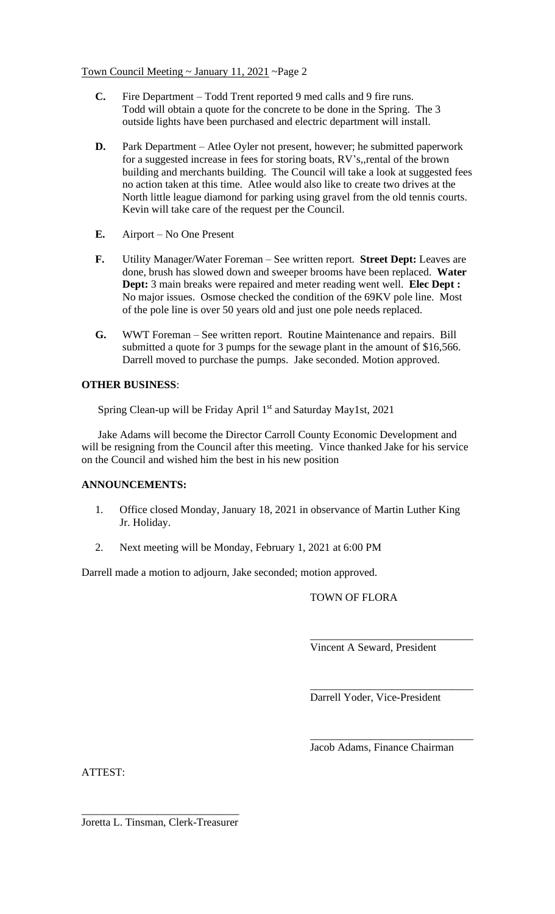- **C.** Fire Department – Todd Trent reported 9 med calls and 9 fire runs. Todd will obtain a quote for the concrete to be done in the Spring. The 3 outside lights have been purchased and electric department will install.

- **D.** Park Department – Atlee Oyler not present, however; he submitted paperwork for a suggested increase in fees for storing boats, RV's,,rental of the brown building and merchants building. The Council will take a look at suggested fees no action taken at this time. Atlee would also like to create two drives at the North little league diamond for parking using gravel from the old tennis courts. Kevin will take care of the request per the Council.

- **E.** Airport – No One Present

- **F.** Utility Manager/Water Foreman – See written report. **Street Dept:** Leaves are done, brush has slowed down and sweeper brooms have been replaced. **Water Dept:** 3 main breaks were repaired and meter reading went well. **Elec Dept :** No major issues. Osmose checked the condition of the 69KV pole line. Most of the pole line is over 50 years old and just one pole needs replaced.

- **G.** WWT Foreman – See written report. Routine Maintenance and repairs. Bill submitted a quote for 3 pumps for the sewage plant in the amount of $16,566. Darrell moved to purchase the pumps. Jake seconded. Motion approved.

**OTHER BUSINESS**:

Spring Clean-up will be Friday April 1st and Saturday May1st, 2021

Jake Adams will become the Director Carroll County Economic Development and will be resigning from the Council after this meeting. Vince thanked Jake for his service on the Council and wished him the best in his new position

**ANNOUNCEMENTS:**

1. Office closed Monday, January 18, 2021 in observance of Martin Luther King Jr. Holiday.
2. Next meeting will be Monday, February 1, 2021 at 6:00 PM

Darrell made a motion to adjourn, Jake seconded; motion approved.

TOWN OF FLORA

______________________________
Vincent A Seward, President

______________________________
Darrell Yoder, Vice-President

______________________________
Jacob Adams, Finance Chairman

ATTEST:

______________________________
Joretta L. Tinsman, Clerk-Treasurer